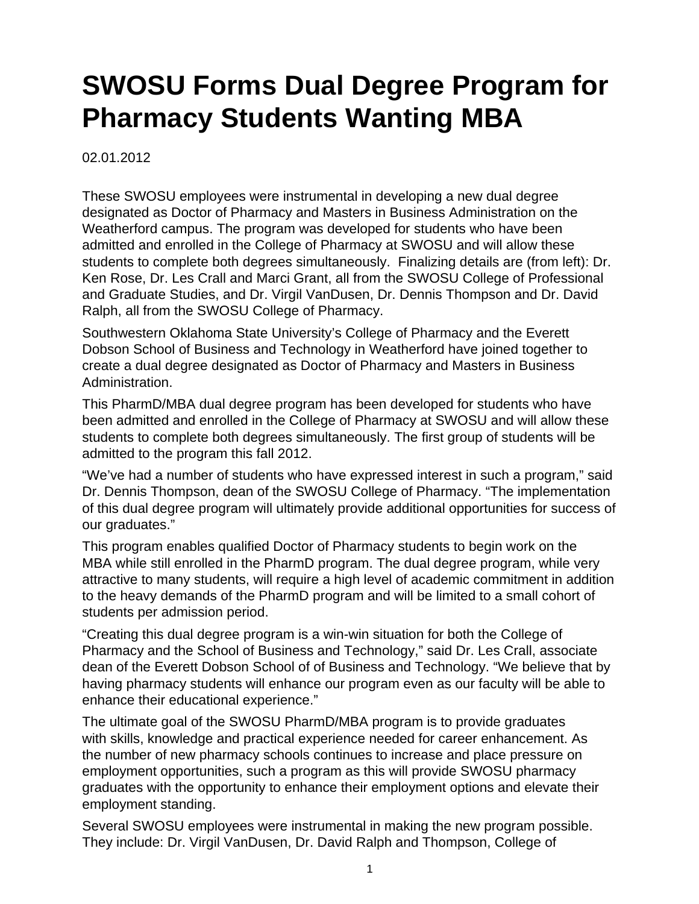# SWOSU Forms Dual Degree Program for Pharmacy Students Wanting MBA

02.01.2012

These SWOSU employees were instrumental in developing a new dual degree designated as Doctor of Pharmacy and Masters in Business Administration on the Weatherford campus. The program was developed for students who have been admitted and enrolled in the College of Pharmacy at SWOSU and will allow these students to complete both degrees simultaneously.  Finalizing details are (from left): Dr. Ken Rose, Dr. Les Crall and Marci Grant, all from the SWOSU College of Professional and Graduate Studies, and Dr. Virgil VanDusen, Dr. Dennis Thompson and Dr. David Ralph, all from the SWOSU College of Pharmacy.

Southwestern Oklahoma State University's College of Pharmacy and the Everett Dobson School of Business and Technology in Weatherford have joined together to create a dual degree designated as Doctor of Pharmacy and Masters in Business Administration.

This PharmD/MBA dual degree program has been developed for students who have been admitted and enrolled in the College of Pharmacy at SWOSU and will allow these students to complete both degrees simultaneously. The first group of students will be admitted to the program this fall 2012.

"We've had a number of students who have expressed interest in such a program," said Dr. Dennis Thompson, dean of the SWOSU College of Pharmacy. "The implementation of this dual degree program will ultimately provide additional opportunities for success of our graduates."

This program enables qualified Doctor of Pharmacy students to begin work on the MBA while still enrolled in the PharmD program. The dual degree program, while very attractive to many students, will require a high level of academic commitment in addition to the heavy demands of the PharmD program and will be limited to a small cohort of students per admission period.

"Creating this dual degree program is a win-win situation for both the College of Pharmacy and the School of Business and Technology," said Dr. Les Crall, associate dean of the Everett Dobson School of of Business and Technology. "We believe that by having pharmacy students will enhance our program even as our faculty will be able to enhance their educational experience."

The ultimate goal of the SWOSU PharmD/MBA program is to provide graduates with skills, knowledge and practical experience needed for career enhancement. As the number of new pharmacy schools continues to increase and place pressure on employment opportunities, such a program as this will provide SWOSU pharmacy graduates with the opportunity to enhance their employment options and elevate their employment standing.

Several SWOSU employees were instrumental in making the new program possible. They include: Dr. Virgil VanDusen, Dr. David Ralph and Thompson, College of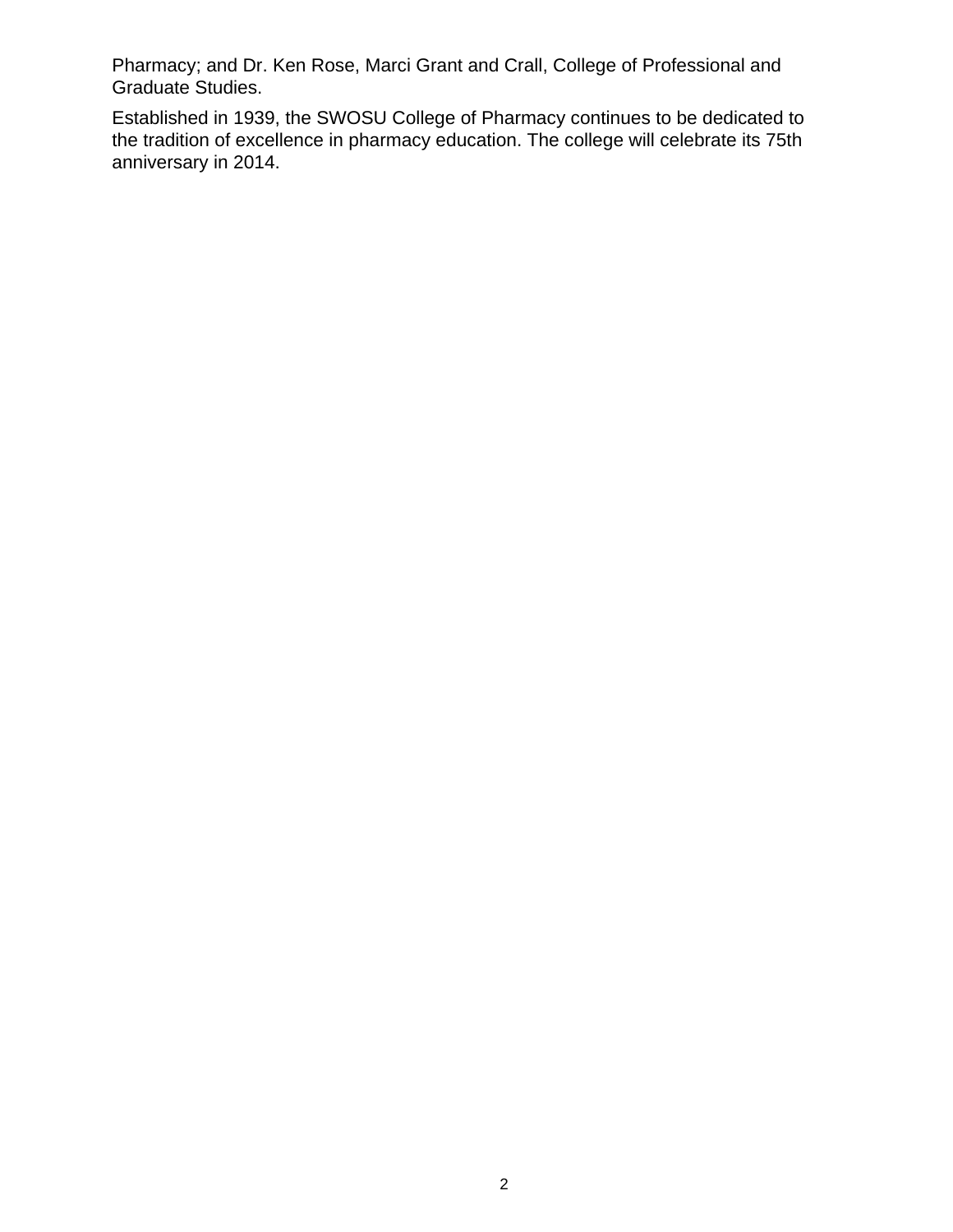Pharmacy; and Dr. Ken Rose, Marci Grant and Crall, College of Professional and Graduate Studies.

Established in 1939, the SWOSU College of Pharmacy continues to be dedicated to the tradition of excellence in pharmacy education. The college will celebrate its 75th anniversary in 2014.